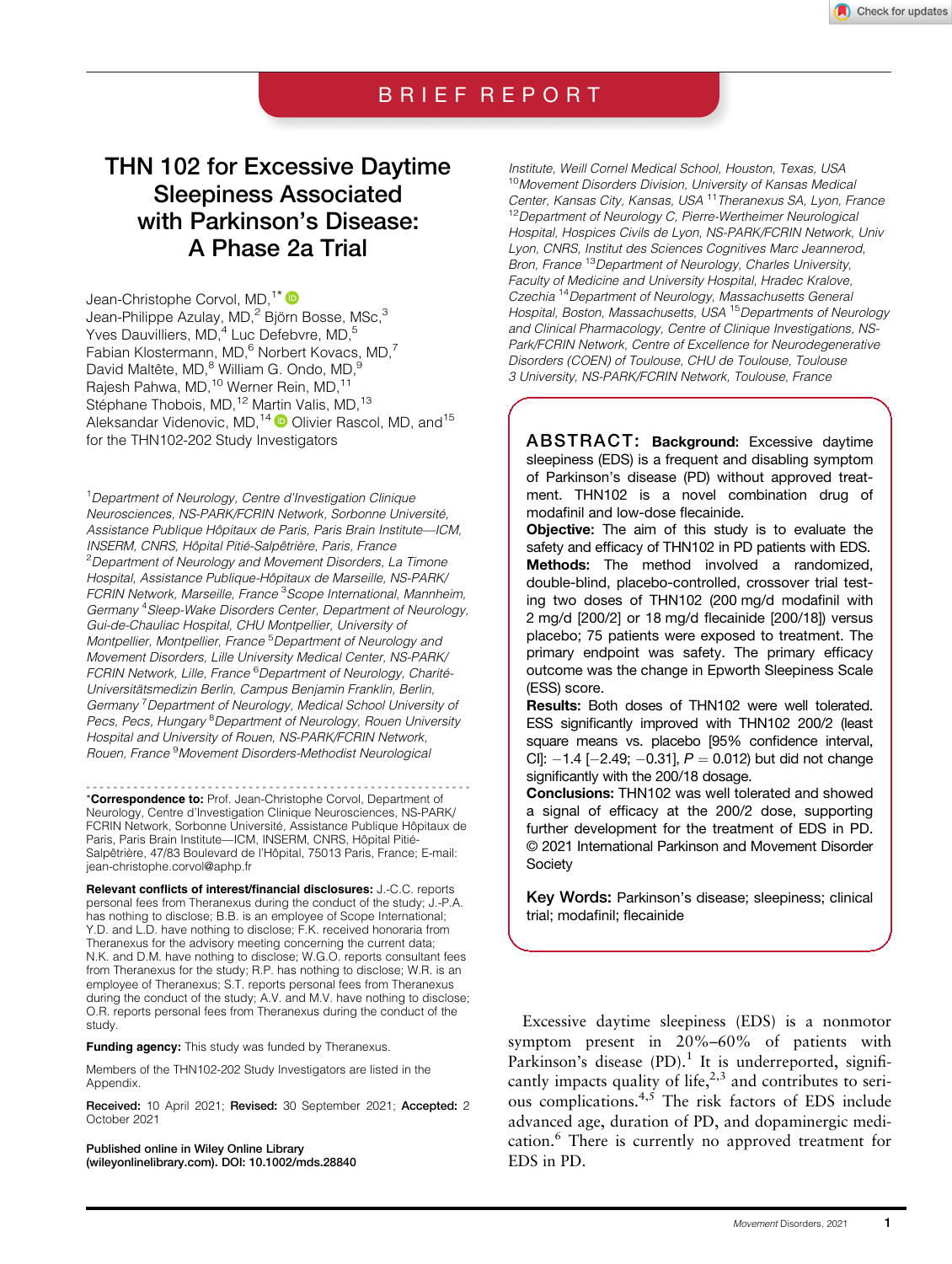BRIEF REPORT

# THN 102 for Excessive Daytime Sleepiness Associated with Parkinson's Disease: A Phase 2a Trial

Jean-Christophe Corvol, MD,[1*] Jean-Philippe Azulay, MD,[2] Björn Bosse, MSc,[3] Yves Dauvilliers, MD,[4] Luc Defebvre, MD,[5] Fabian Klostermann, MD,[6] Norbert Kovacs, MD,[7] David Maltête, MD,[8] William G. Ondo, MD,[9] Rajesh Pahwa, MD,[10] Werner Rein, MD,[11] Stéphane Thobois, MD,[12] Martin Valis, MD,[13] Aleksandar Videnovic, MD,[14] Olivier Rascol, MD, and[15] for the THN102-202 Study Investigators

[1]*Department of Neurology, Centre d'Investigation Clinique Neurosciences, NS-PARK/FCRIN Network, Sorbonne Université, Assistance Publique Hôpitaux de Paris, Paris Brain Institute—ICM, INSERM, CNRS, Hôpital Pitié-Salpêtrière, Paris, France* [2]*Department of Neurology and Movement Disorders, La Timone Hospital, Assistance Publique-Hôpitaux de Marseille, NS-PARK/FCRIN Network, Marseille, France* [3]*Scope International, Mannheim, Germany* [4]*Sleep-Wake Disorders Center, Department of Neurology, Gui-de-Chauliac Hospital, CHU Montpellier, University of Montpellier, Montpellier, France* [5]*Department of Neurology and Movement Disorders, Lille University Medical Center, NS-PARK/FCRIN Network, Lille, France* [6]*Department of Neurology, Charité-Universitätsmedizin Berlin, Campus Benjamin Franklin, Berlin, Germany* [7]*Department of Neurology, Medical School University of Pecs, Pecs, Hungary* [8]*Department of Neurology, Rouen University Hospital and University of Rouen, NS-PARK/FCRIN Network, Rouen, France* [9]*Movement Disorders-Methodist Neurological Institute, Weill Cornel Medical School, Houston, Texas, USA* [10]*Movement Disorders Division, University of Kansas Medical Center, Kansas City, Kansas, USA* [11]*Theranexus SA, Lyon, France* [12]*Department of Neurology C, Pierre-Wertheimer Neurological Hospital, Hospices Civils de Lyon, NS-PARK/FCRIN Network, Univ Lyon, CNRS, Institut des Sciences Cognitives Marc Jeannerod, Bron, France* [13]*Department of Neurology, Charles University, Faculty of Medicine and University Hospital, Hradec Kralove, Czechia* [14]*Department of Neurology, Massachusetts General Hospital, Boston, Massachusetts, USA* [15]*Departments of Neurology and Clinical Pharmacology, Centre of Clinique Investigations, NS-Park/FCRIN Network, Centre of Excellence for Neurodegenerative Disorders (COEN) of Toulouse, CHU de Toulouse, Toulouse 3 University, NS-PARK/FCRIN Network, Toulouse, France*

**ABSTRACT: Background:** Excessive daytime sleepiness (EDS) is a frequent and disabling symptom of Parkinson's disease (PD) without approved treatment. THN102 is a novel combination drug of modafinil and low-dose flecainide.
**Objective:** The aim of this study is to evaluate the safety and efficacy of THN102 in PD patients with EDS.
**Methods:** The method involved a randomized, double-blind, placebo-controlled, crossover trial testing two doses of THN102 (200 mg/d modafinil with 2 mg/d [200/2] or 18 mg/d flecainide [200/18]) versus placebo; 75 patients were exposed to treatment. The primary endpoint was safety. The primary efficacy outcome was the change in Epworth Sleepiness Scale (ESS) score.
**Results:** Both doses of THN102 were well tolerated. ESS significantly improved with THN102 200/2 (least square means vs. placebo [95% confidence interval, CI]: −1.4 [−2.49; −0.31], $P = 0.012$) but did not change significantly with the 200/18 dosage.
**Conclusions:** THN102 was well tolerated and showed a signal of efficacy at the 200/2 dose, supporting further development for the treatment of EDS in PD. © 2021 International Parkinson and Movement Disorder Society

**Key Words:** Parkinson's disease; sleepiness; clinical trial; modafinil; flecainide

---

*__Correspondence to:__ Prof. Jean-Christophe Corvol, Department of Neurology, Centre d'Investigation Clinique Neurosciences, NS-PARK/FCRIN Network, Sorbonne Université, Assistance Publique Hôpitaux de Paris, Paris Brain Institute—ICM, INSERM, CNRS, Hôpital Pitié-Salpêtrière, 47/83 Boulevard de l'Hôpital, 75013 Paris, France; E-mail: jean-christophe.corvol@aphp.fr

**Relevant conflicts of interest/financial disclosures:** J.-C.C. reports personal fees from Theranexus during the conduct of the study; J.-P.A. has nothing to disclose; B.B. is an employee of Scope International; Y.D. and L.D. have nothing to disclose; F.K. received honoraria from Theranexus for the advisory meeting concerning the current data; N.K. and D.M. have nothing to disclose; W.G.O. reports consultant fees from Theranexus for the study; R.P. has nothing to disclose; W.R. is an employee of Theranexus; S.T. reports personal fees from Theranexus during the conduct of the study; A.V. and M.V. have nothing to disclose; O.R. reports personal fees from Theranexus during the conduct of the study.

**Funding agency:** This study was funded by Theranexus.

Members of the THN102-202 Study Investigators are listed in the Appendix.

**Received:** 10 April 2021; **Revised:** 30 September 2021; **Accepted:** 2 October 2021

Published online in Wiley Online Library (wileyonlinelibrary.com). DOI: 10.1002/mds.28840

---

Excessive daytime sleepiness (EDS) is a nonmotor symptom present in 20%–60% of patients with Parkinson's disease (PD).[1] It is underreported, significantly impacts quality of life,[2,3] and contributes to serious complications.[4,5] The risk factors of EDS include advanced age, duration of PD, and dopaminergic medication.[6] There is currently no approved treatment for EDS in PD.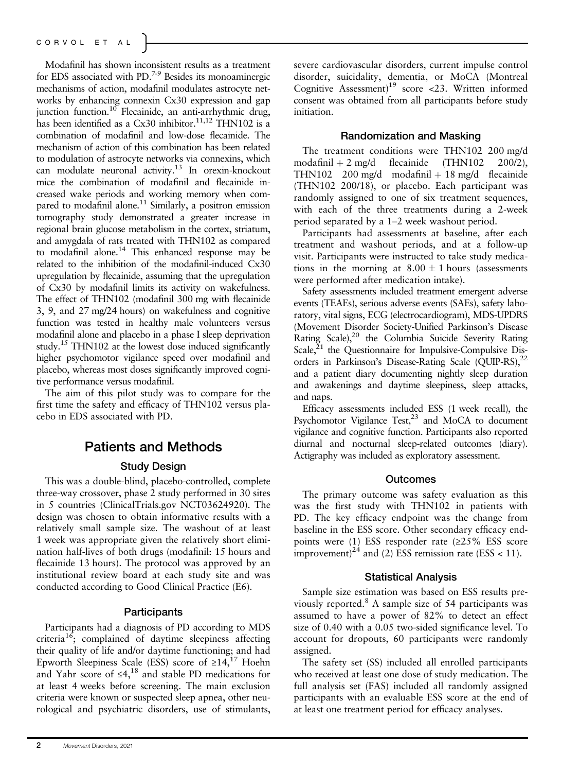Modafinil has shown inconsistent results as a treatment for EDS associated with PD.[7-9] Besides its monoaminergic mechanisms of action, modafinil modulates astrocyte networks by enhancing connexin Cx30 expression and gap junction function.[10] Flecainide, an anti-arrhythmic drug, has been identified as a Cx30 inhibitor.[11,12] THN102 is a combination of modafinil and low-dose flecainide. The mechanism of action of this combination has been related to modulation of astrocyte networks via connexins, which can modulate neuronal activity.[13] In orexin-knockout mice the combination of modafinil and flecainide increased wake periods and working memory when compared to modafinil alone.[11] Similarly, a positron emission tomography study demonstrated a greater increase in regional brain glucose metabolism in the cortex, striatum, and amygdala of rats treated with THN102 as compared to modafinil alone.[14] This enhanced response may be related to the inhibition of the modafinil-induced Cx30 upregulation by flecainide, assuming that the upregulation of Cx30 by modafinil limits its activity on wakefulness. The effect of THN102 (modafinil 300 mg with flecainide 3, 9, and 27 mg/24 hours) on wakefulness and cognitive function was tested in healthy male volunteers versus modafinil alone and placebo in a phase I sleep deprivation study.[15] THN102 at the lowest dose induced significantly higher psychomotor vigilance speed over modafinil and placebo, whereas most doses significantly improved cognitive performance versus modafinil.

The aim of this pilot study was to compare for the first time the safety and efficacy of THN102 versus placebo in EDS associated with PD.

# Patients and Methods

## Study Design

This was a double-blind, placebo-controlled, complete three-way crossover, phase 2 study performed in 30 sites in 5 countries (ClinicalTrials.gov NCT03624920). The design was chosen to obtain informative results with a relatively small sample size. The washout of at least 1 week was appropriate given the relatively short elimination half-lives of both drugs (modafinil: 15 hours and flecainide 13 hours). The protocol was approved by an institutional review board at each study site and was conducted according to Good Clinical Practice (E6).

## Participants

Participants had a diagnosis of PD according to MDS criteria[16]; complained of daytime sleepiness affecting their quality of life and/or daytime functioning; and had Epworth Sleepiness Scale (ESS) score of ≥14,[17] Hoehn and Yahr score of ≤4,[18] and stable PD medications for at least 4 weeks before screening. The main exclusion criteria were known or suspected sleep apnea, other neurological and psychiatric disorders, use of stimulants, severe cardiovascular disorders, current impulse control disorder, suicidality, dementia, or MoCA (Montreal Cognitive Assessment)[19] score <23. Written informed consent was obtained from all participants before study initiation.

## Randomization and Masking

The treatment conditions were THN102 200 mg/d modafinil + 2 mg/d flecainide (THN102 200/2), THN102 200 mg/d modafinil + 18 mg/d flecainide (THN102 200/18), or placebo. Each participant was randomly assigned to one of six treatment sequences, with each of the three treatments during a 2-week period separated by a 1–2 week washout period.

Participants had assessments at baseline, after each treatment and washout periods, and at a follow-up visit. Participants were instructed to take study medications in the morning at $8.00 \pm 1$ hours (assessments were performed after medication intake).

Safety assessments included treatment emergent adverse events (TEAEs), serious adverse events (SAEs), safety laboratory, vital signs, ECG (electrocardiogram), MDS-UPDRS (Movement Disorder Society-Unified Parkinson's Disease Rating Scale),[20] the Columbia Suicide Severity Rating Scale,[21] the Questionnaire for Impulsive-Compulsive Disorders in Parkinson's Disease-Rating Scale (QUIP-RS),[22] and a patient diary documenting nightly sleep duration and awakenings and daytime sleepiness, sleep attacks, and naps.

Efficacy assessments included ESS (1 week recall), the Psychomotor Vigilance Test,[23] and MoCA to document vigilance and cognitive function. Participants also reported diurnal and nocturnal sleep-related outcomes (diary). Actigraphy was included as exploratory assessment.

## Outcomes

The primary outcome was safety evaluation as this was the first study with THN102 in patients with PD. The key efficacy endpoint was the change from baseline in the ESS score. Other secondary efficacy endpoints were (1) ESS responder rate (≥25% ESS score improvement)[24] and (2) ESS remission rate (ESS < 11).

## Statistical Analysis

Sample size estimation was based on ESS results previously reported.[8] A sample size of 54 participants was assumed to have a power of 82% to detect an effect size of 0.40 with a 0.05 two-sided significance level. To account for dropouts, 60 participants were randomly assigned.

The safety set (SS) included all enrolled participants who received at least one dose of study medication. The full analysis set (FAS) included all randomly assigned participants with an evaluable ESS score at the end of at least one treatment period for efficacy analyses.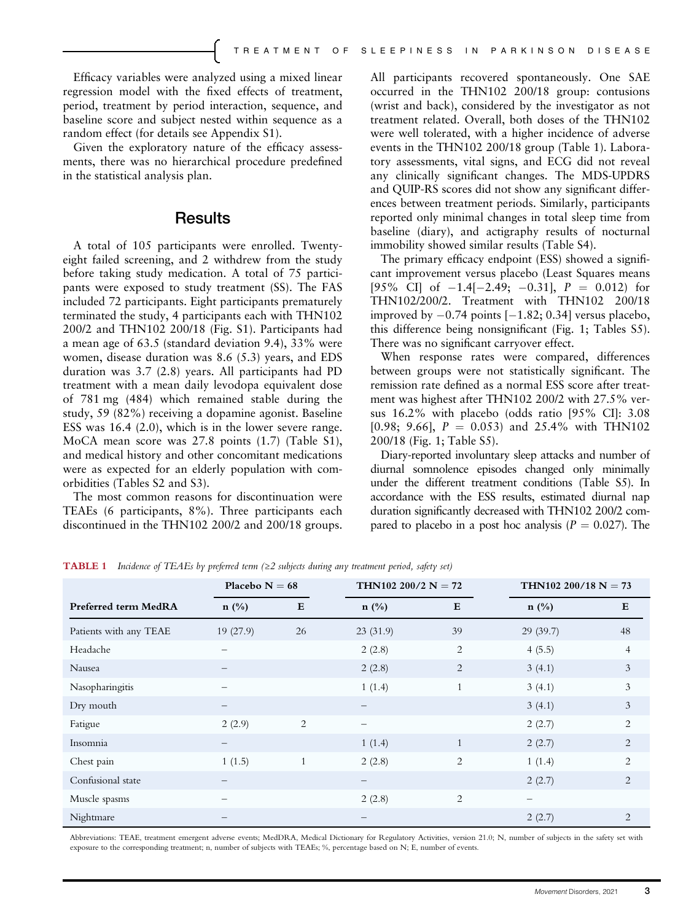Efficacy variables were analyzed using a mixed linear regression model with the fixed effects of treatment, period, treatment by period interaction, sequence, and baseline score and subject nested within sequence as a random effect (for details see Appendix S1).

Given the exploratory nature of the efficacy assessments, there was no hierarchical procedure predefined in the statistical analysis plan.

## Results

A total of 105 participants were enrolled. Twenty-eight failed screening, and 2 withdrew from the study before taking study medication. A total of 75 participants were exposed to study treatment (SS). The FAS included 72 participants. Eight participants prematurely terminated the study, 4 participants each with THN102 200/2 and THN102 200/18 (Fig. S1). Participants had a mean age of 63.5 (standard deviation 9.4), 33% were women, disease duration was 8.6 (5.3) years, and EDS duration was 3.7 (2.8) years. All participants had PD treatment with a mean daily levodopa equivalent dose of 781 mg (484) which remained stable during the study, 59 (82%) receiving a dopamine agonist. Baseline ESS was 16.4 (2.0), which is in the lower severe range. MoCA mean score was 27.8 points (1.7) (Table S1), and medical history and other concomitant medications were as expected for an elderly population with comorbidities (Tables S2 and S3).

The most common reasons for discontinuation were TEAEs (6 participants, 8%). Three participants each discontinued in the THN102 200/2 and 200/18 groups. All participants recovered spontaneously. One SAE occurred in the THN102 200/18 group: contusions (wrist and back), considered by the investigator as not treatment related. Overall, both doses of the THN102 were well tolerated, with a higher incidence of adverse events in the THN102 200/18 group (Table 1). Laboratory assessments, vital signs, and ECG did not reveal any clinically significant changes. The MDS-UPDRS and QUIP-RS scores did not show any significant differences between treatment periods. Similarly, participants reported only minimal changes in total sleep time from baseline (diary), and actigraphy results of nocturnal immobility showed similar results (Table S4).

The primary efficacy endpoint (ESS) showed a significant improvement versus placebo (Least Squares means [95% CI] of −1.4[−2.49; −0.31], $P = 0.012$) for THN102/200/2. Treatment with THN102 200/18 improved by −0.74 points [−1.82; 0.34] versus placebo, this difference being nonsignificant (Fig. 1; Tables S5). There was no significant carryover effect.

When response rates were compared, differences between groups were not statistically significant. The remission rate defined as a normal ESS score after treatment was highest after THN102 200/2 with 27.5% versus 16.2% with placebo (odds ratio [95% CI]: 3.08 [0.98; 9.66], $P = 0.053$) and 25.4% with THN102 200/18 (Fig. 1; Table S5).

Diary-reported involuntary sleep attacks and number of diurnal somnolence episodes changed only minimally under the different treatment conditions (Table S5). In accordance with the ESS results, estimated diurnal nap duration significantly decreased with THN102 200/2 compared to placebo in a post hoc analysis ($P = 0.027$). The

**TABLE 1** *Incidence of TEAEs by preferred term (≥2 subjects during any treatment period, safety set)*

| | Placebo N = 68 | | THN102 200/2 N = 72 | | THN102 200/18 N = 73 | |
|---|---|---|---|---|---|---|
| **Preferred term MedRA** | **n (%)** | **E** | **n (%)** | **E** | **n (%)** | **E** |
| Patients with any TEAE | 19 (27.9) | 26 | 23 (31.9) | 39 | 29 (39.7) | 48 |
| Headache | – | | 2 (2.8) | 2 | 4 (5.5) | 4 |
| Nausea | – | | 2 (2.8) | 2 | 3 (4.1) | 3 |
| Nasopharingitis | – | | 1 (1.4) | 1 | 3 (4.1) | 3 |
| Dry mouth | – | | – | | 3 (4.1) | 3 |
| Fatigue | 2 (2.9) | 2 | – | | 2 (2.7) | 2 |
| Insomnia | – | | 1 (1.4) | 1 | 2 (2.7) | 2 |
| Chest pain | 1 (1.5) | 1 | 2 (2.8) | 2 | 1 (1.4) | 2 |
| Confusional state | – | | – | | 2 (2.7) | 2 |
| Muscle spasms | – | | 2 (2.8) | 2 | – | |
| Nightmare | – | | – | | 2 (2.7) | 2 |

Abbreviations: TEAE, treatment emergent adverse events; MedDRA, Medical Dictionary for Regulatory Activities, version 21.0; N, number of subjects in the safety set with exposure to the corresponding treatment; n, number of subjects with TEAEs; %, percentage based on N; E, number of events.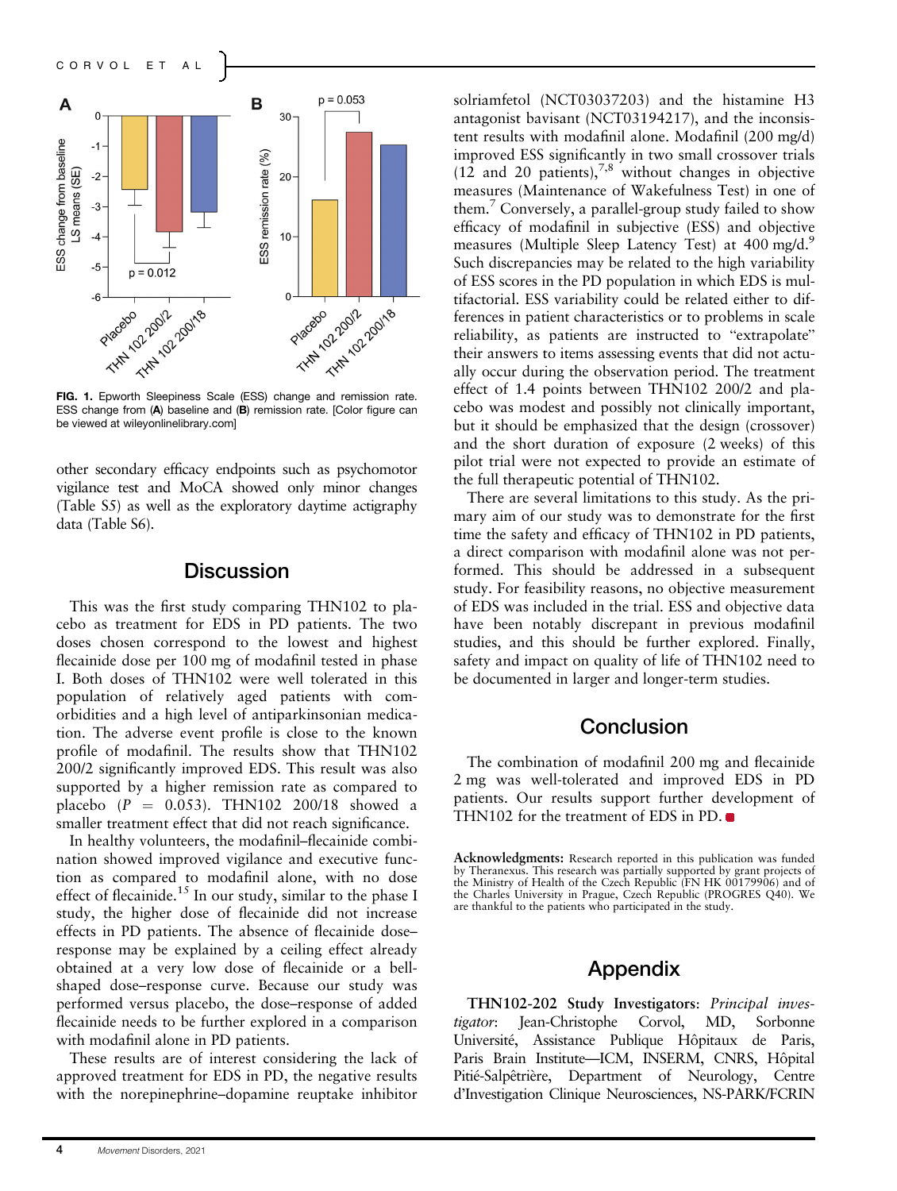FIG. 1. Epworth Sleepiness Scale (ESS) change and remission rate. ESS change from (**A**) baseline and (**B**) remission rate. [Color figure can be viewed at wileyonlinelibrary.com]

other secondary efficacy endpoints such as psychomotor vigilance test and MoCA showed only minor changes (Table S5) as well as the exploratory daytime actigraphy data (Table S6).

## Discussion

This was the first study comparing THN102 to placebo as treatment for EDS in PD patients. The two doses chosen correspond to the lowest and highest flecainide dose per 100 mg of modafinil tested in phase I. Both doses of THN102 were well tolerated in this population of relatively aged patients with comorbidities and a high level of antiparkinsonian medication. The adverse event profile is close to the known profile of modafinil. The results show that THN102 200/2 significantly improved EDS. This result was also supported by a higher remission rate as compared to placebo ($P = 0.053$). THN102 200/18 showed a smaller treatment effect that did not reach significance.

In healthy volunteers, the modafinil–flecainide combination showed improved vigilance and executive function as compared to modafinil alone, with no dose effect of flecainide.[15] In our study, similar to the phase I study, the higher dose of flecainide did not increase effects in PD patients. The absence of flecainide dose–response may be explained by a ceiling effect already obtained at a very low dose of flecainide or a bell-shaped dose–response curve. Because our study was performed versus placebo, the dose–response of added flecainide needs to be further explored in a comparison with modafinil alone in PD patients.

These results are of interest considering the lack of approved treatment for EDS in PD, the negative results with the norepinephrine–dopamine reuptake inhibitor solriamfetol (NCT03037203) and the histamine H3 antagonist bavisant (NCT03194217), and the inconsistent results with modafinil alone. Modafinil (200 mg/d) improved ESS significantly in two small crossover trials (12 and 20 patients),[7,8] without changes in objective measures (Maintenance of Wakefulness Test) in one of them.[7] Conversely, a parallel-group study failed to show efficacy of modafinil in subjective (ESS) and objective measures (Multiple Sleep Latency Test) at 400 mg/d.[9] Such discrepancies may be related to the high variability of ESS scores in the PD population in which EDS is multifactorial. ESS variability could be related either to differences in patient characteristics or to problems in scale reliability, as patients are instructed to "extrapolate" their answers to items assessing events that did not actually occur during the observation period. The treatment effect of 1.4 points between THN102 200/2 and placebo was modest and possibly not clinically important, but it should be emphasized that the design (crossover) and the short duration of exposure (2 weeks) of this pilot trial were not expected to provide an estimate of the full therapeutic potential of THN102.

There are several limitations to this study. As the primary aim of our study was to demonstrate for the first time the safety and efficacy of THN102 in PD patients, a direct comparison with modafinil alone was not performed. This should be addressed in a subsequent study. For feasibility reasons, no objective measurement of EDS was included in the trial. ESS and objective data have been notably discrepant in previous modafinil studies, and this should be further explored. Finally, safety and impact on quality of life of THN102 need to be documented in larger and longer-term studies.

## Conclusion

The combination of modafinil 200 mg and flecainide 2 mg was well-tolerated and improved EDS in PD patients. Our results support further development of THN102 for the treatment of EDS in PD.

**Acknowledgments:** Research reported in this publication was funded by Theranexus. This research was partially supported by grant projects of the Ministry of Health of the Czech Republic (FN HK 00179906) and of the Charles University in Prague, Czech Republic (PROGRES Q40). We are thankful to the patients who participated in the study.

## Appendix

**THN102-202 Study Investigators**: *Principal investigator*: Jean-Christophe Corvol, MD, Sorbonne Université, Assistance Publique Hôpitaux de Paris, Paris Brain Institute—ICM, INSERM, CNRS, Hôpital Pitié-Salpêtrière, Department of Neurology, Centre d'Investigation Clinique Neurosciences, NS-PARK/FCRIN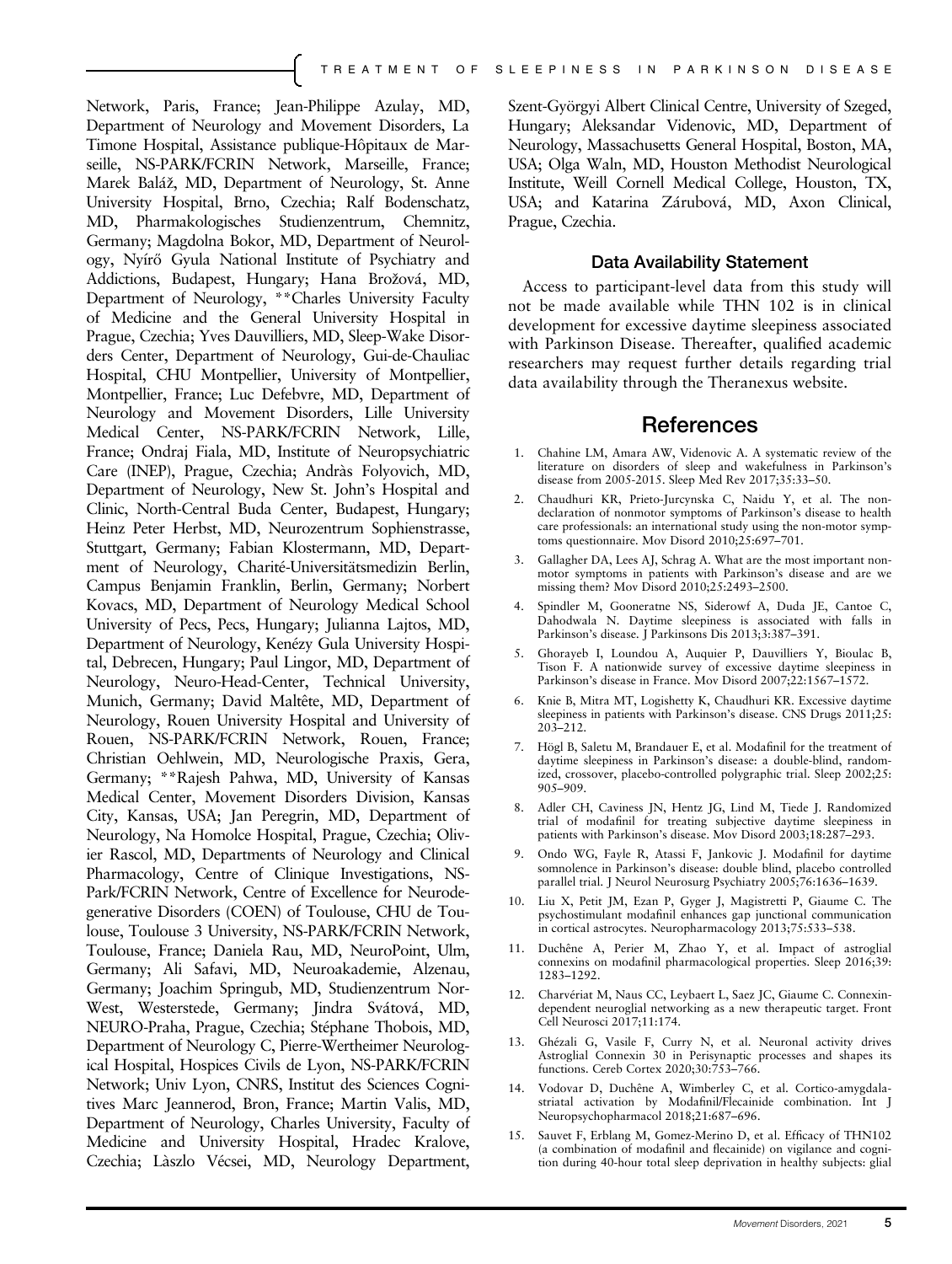Network, Paris, France; Jean-Philippe Azulay, MD, Department of Neurology and Movement Disorders, La Timone Hospital, Assistance publique-Hôpitaux de Marseille, NS-PARK/FCRIN Network, Marseille, France; Marek Baláž, MD, Department of Neurology, St. Anne University Hospital, Brno, Czechia; Ralf Bodenschatz, MD, Pharmakologisches Studienzentrum, Chemnitz, Germany; Magdolna Bokor, MD, Department of Neurology, Nyírő Gyula National Institute of Psychiatry and Addictions, Budapest, Hungary; Hana Brožová, MD, Department of Neurology, **Charles University Faculty of Medicine and the General University Hospital in Prague, Czechia; Yves Dauvilliers, MD, Sleep-Wake Disorders Center, Department of Neurology, Gui-de-Chauliac Hospital, CHU Montpellier, University of Montpellier, Montpellier, France; Luc Defebvre, MD, Department of Neurology and Movement Disorders, Lille University Medical Center, NS-PARK/FCRIN Network, Lille, France; Ondraj Fiala, MD, Institute of Neuropsychiatric Care (INEP), Prague, Czechia; Andràs Folyovich, MD, Department of Neurology, New St. John's Hospital and Clinic, North-Central Buda Center, Budapest, Hungary; Heinz Peter Herbst, MD, Neurozentrum Sophienstrasse, Stuttgart, Germany; Fabian Klostermann, MD, Department of Neurology, Charité-Universitätsmedizin Berlin, Campus Benjamin Franklin, Berlin, Germany; Norbert Kovacs, MD, Department of Neurology Medical School University of Pecs, Pecs, Hungary; Julianna Lajtos, MD, Department of Neurology, Kenézy Gula University Hospital, Debrecen, Hungary; Paul Lingor, MD, Department of Neurology, Neuro-Head-Center, Technical University, Munich, Germany; David Maltête, MD, Department of Neurology, Rouen University Hospital and University of Rouen, NS-PARK/FCRIN Network, Rouen, France; Christian Oehlwein, MD, Neurologische Praxis, Gera, Germany; **Rajesh Pahwa, MD, University of Kansas Medical Center, Movement Disorders Division, Kansas City, Kansas, USA; Jan Peregrin, MD, Department of Neurology, Na Homolce Hospital, Prague, Czechia; Olivier Rascol, MD, Departments of Neurology and Clinical Pharmacology, Centre of Clinique Investigations, NS-Park/FCRIN Network, Centre of Excellence for Neurodegenerative Disorders (COEN) of Toulouse, CHU de Toulouse, Toulouse 3 University, NS-PARK/FCRIN Network, Toulouse, France; Daniela Rau, MD, NeuroPoint, Ulm, Germany; Ali Safavi, MD, Neuroakademie, Alzenau, Germany; Joachim Springub, MD, Studienzentrum Nor-West, Westerstede, Germany; Jindra Svátová, MD, NEURO-Praha, Prague, Czechia; Stéphane Thobois, MD, Department of Neurology C, Pierre-Wertheimer Neurological Hospital, Hospices Civils de Lyon, NS-PARK/FCRIN Network; Univ Lyon, CNRS, Institut des Sciences Cognitives Marc Jeannerod, Bron, France; Martin Valis, MD, Department of Neurology, Charles University, Faculty of Medicine and University Hospital, Hradec Kralove, Czechia; Làszlo Vécsei, MD, Neurology Department, Szent-Györgyi Albert Clinical Centre, University of Szeged, Hungary; Aleksandar Videnovic, MD, Department of Neurology, Massachusetts General Hospital, Boston, MA, USA; Olga Waln, MD, Houston Methodist Neurological Institute, Weill Cornell Medical College, Houston, TX, USA; and Katarina Zárubová, MD, Axon Clinical, Prague, Czechia.

### Data Availability Statement

Access to participant-level data from this study will not be made available while THN 102 is in clinical development for excessive daytime sleepiness associated with Parkinson Disease. Thereafter, qualified academic researchers may request further details regarding trial data availability through the Theranexus website.

## References

1. Chahine LM, Amara AW, Videnovic A. A systematic review of the literature on disorders of sleep and wakefulness in Parkinson's disease from 2005-2015. Sleep Med Rev 2017;35:33–50.
2. Chaudhuri KR, Prieto-Jurcynska C, Naidu Y, et al. The non-declaration of nonmotor symptoms of Parkinson's disease to health care professionals: an international study using the non-motor symptoms questionnaire. Mov Disord 2010;25:697–701.
3. Gallagher DA, Lees AJ, Schrag A. What are the most important non-motor symptoms in patients with Parkinson's disease and are we missing them? Mov Disord 2010;25:2493–2500.
4. Spindler M, Gooneratne NS, Siderowf A, Duda JE, Cantoe C, Dahodwala N. Daytime sleepiness is associated with falls in Parkinson's disease. J Parkinsons Dis 2013;3:387–391.
5. Ghorayeb I, Loundou A, Auquier P, Dauvilliers Y, Bioulac B, Tison F. A nationwide survey of excessive daytime sleepiness in Parkinson's disease in France. Mov Disord 2007;22:1567–1572.
6. Knie B, Mitra MT, Logishetty K, Chaudhuri KR. Excessive daytime sleepiness in patients with Parkinson's disease. CNS Drugs 2011;25: 203–212.
7. Högl B, Saletu M, Brandauer E, et al. Modafinil for the treatment of daytime sleepiness in Parkinson's disease: a double-blind, randomized, crossover, placebo-controlled polygraphic trial. Sleep 2002;25: 905–909.
8. Adler CH, Caviness JN, Hentz JG, Lind M, Tiede J. Randomized trial of modafinil for treating subjective daytime sleepiness in patients with Parkinson's disease. Mov Disord 2003;18:287–293.
9. Ondo WG, Fayle R, Atassi F, Jankovic J. Modafinil for daytime somnolence in Parkinson's disease: double blind, placebo controlled parallel trial. J Neurol Neurosurg Psychiatry 2005;76:1636–1639.
10. Liu X, Petit JM, Ezan P, Gyger J, Magistretti P, Giaume C. The psychostimulant modafinil enhances gap junctional communication in cortical astrocytes. Neuropharmacology 2013;75:533–538.
11. Duchêne A, Perier M, Zhao Y, et al. Impact of astroglial connexins on modafinil pharmacological properties. Sleep 2016;39: 1283–1292.
12. Charvériat M, Naus CC, Leybaert L, Saez JC, Giaume C. Connexin-dependent neuroglial networking as a new therapeutic target. Front Cell Neurosci 2017;11:174.
13. Ghézali G, Vasile F, Curry N, et al. Neuronal activity drives Astroglial Connexin 30 in Perisynaptic processes and shapes its functions. Cereb Cortex 2020;30:753–766.
14. Vodovar D, Duchêne A, Wimberley C, et al. Cortico-amygdala-striatal activation by Modafinil/Flecainide combination. Int J Neuropsychopharmacol 2018;21:687–696.
15. Sauvet F, Erblang M, Gomez-Merino D, et al. Efficacy of THN102 (a combination of modafinil and flecainide) on vigilance and cognition during 40-hour total sleep deprivation in healthy subjects: glial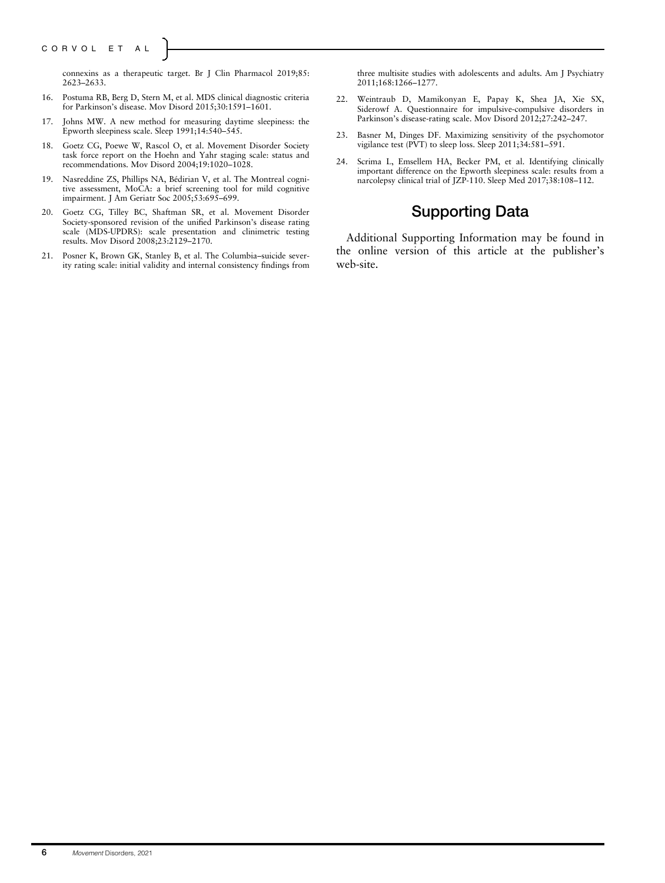connexins as a therapeutic target. Br J Clin Pharmacol 2019;85: 2623–2633.

16. Postuma RB, Berg D, Stern M, et al. MDS clinical diagnostic criteria for Parkinson's disease. Mov Disord 2015;30:1591–1601.

17. Johns MW. A new method for measuring daytime sleepiness: the Epworth sleepiness scale. Sleep 1991;14:540–545.

18. Goetz CG, Poewe W, Rascol O, et al. Movement Disorder Society task force report on the Hoehn and Yahr staging scale: status and recommendations. Mov Disord 2004;19:1020–1028.

19. Nasreddine ZS, Phillips NA, Bédirian V, et al. The Montreal cognitive assessment, MoCA: a brief screening tool for mild cognitive impairment. J Am Geriatr Soc 2005;53:695–699.

20. Goetz CG, Tilley BC, Shaftman SR, et al. Movement Disorder Society-sponsored revision of the unified Parkinson's disease rating scale (MDS-UPDRS): scale presentation and clinimetric testing results. Mov Disord 2008;23:2129–2170.

21. Posner K, Brown GK, Stanley B, et al. The Columbia–suicide severity rating scale: initial validity and internal consistency findings from three multisite studies with adolescents and adults. Am J Psychiatry 2011;168:1266–1277.

22. Weintraub D, Mamikonyan E, Papay K, Shea JA, Xie SX, Siderowf A. Questionnaire for impulsive-compulsive disorders in Parkinson's disease-rating scale. Mov Disord 2012;27:242–247.

23. Basner M, Dinges DF. Maximizing sensitivity of the psychomotor vigilance test (PVT) to sleep loss. Sleep 2011;34:581–591.

24. Scrima L, Emsellem HA, Becker PM, et al. Identifying clinically important difference on the Epworth sleepiness scale: results from a narcolepsy clinical trial of JZP-110. Sleep Med 2017;38:108–112.

## Supporting Data

Additional Supporting Information may be found in the online version of this article at the publisher's web-site.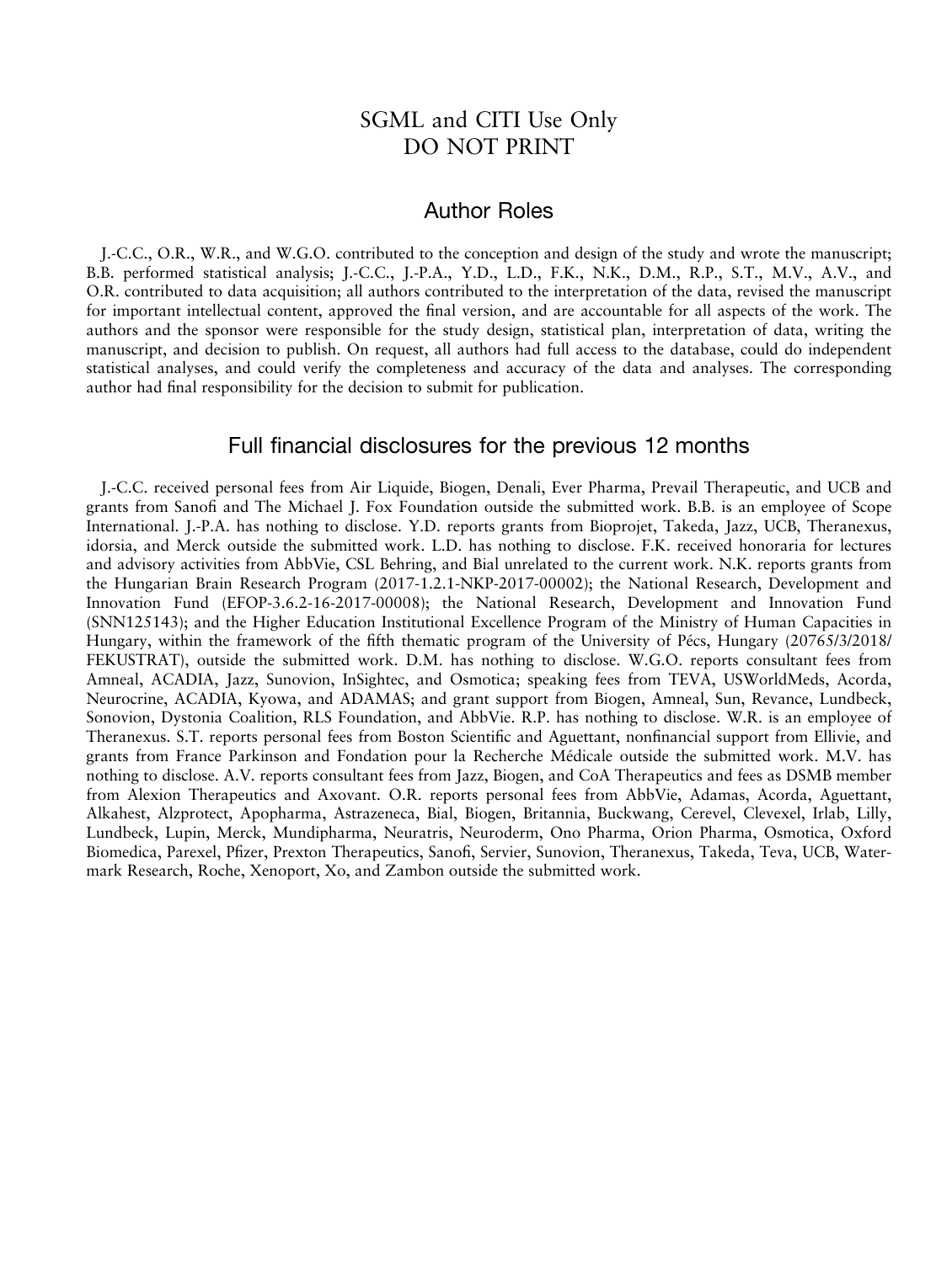SGML and CITI Use Only
DO NOT PRINT

## Author Roles

J.-C.C., O.R., W.R., and W.G.O. contributed to the conception and design of the study and wrote the manuscript; B.B. performed statistical analysis; J.-C.C., J.-P.A., Y.D., L.D., F.K., N.K., D.M., R.P., S.T., M.V., A.V., and O.R. contributed to data acquisition; all authors contributed to the interpretation of the data, revised the manuscript for important intellectual content, approved the final version, and are accountable for all aspects of the work. The authors and the sponsor were responsible for the study design, statistical plan, interpretation of data, writing the manuscript, and decision to publish. On request, all authors had full access to the database, could do independent statistical analyses, and could verify the completeness and accuracy of the data and analyses. The corresponding author had final responsibility for the decision to submit for publication.

## Full financial disclosures for the previous 12 months

J.-C.C. received personal fees from Air Liquide, Biogen, Denali, Ever Pharma, Prevail Therapeutic, and UCB and grants from Sanofi and The Michael J. Fox Foundation outside the submitted work. B.B. is an employee of Scope International. J.-P.A. has nothing to disclose. Y.D. reports grants from Bioprojet, Takeda, Jazz, UCB, Theranexus, idorsia, and Merck outside the submitted work. L.D. has nothing to disclose. F.K. received honoraria for lectures and advisory activities from AbbVie, CSL Behring, and Bial unrelated to the current work. N.K. reports grants from the Hungarian Brain Research Program (2017-1.2.1-NKP-2017-00002); the National Research, Development and Innovation Fund (EFOP-3.6.2-16-2017-00008); the National Research, Development and Innovation Fund (SNN125143); and the Higher Education Institutional Excellence Program of the Ministry of Human Capacities in Hungary, within the framework of the fifth thematic program of the University of Pécs, Hungary (20765/3/2018/FEKUSTRAT), outside the submitted work. D.M. has nothing to disclose. W.G.O. reports consultant fees from Amneal, ACADIA, Jazz, Sunovion, InSightec, and Osmotica; speaking fees from TEVA, USWorldMeds, Acorda, Neurocrine, ACADIA, Kyowa, and ADAMAS; and grant support from Biogen, Amneal, Sun, Revance, Lundbeck, Sonovion, Dystonia Coalition, RLS Foundation, and AbbVie. R.P. has nothing to disclose. W.R. is an employee of Theranexus. S.T. reports personal fees from Boston Scientific and Aguettant, nonfinancial support from Ellivie, and grants from France Parkinson and Fondation pour la Recherche Médicale outside the submitted work. M.V. has nothing to disclose. A.V. reports consultant fees from Jazz, Biogen, and CoA Therapeutics and fees as DSMB member from Alexion Therapeutics and Axovant. O.R. reports personal fees from AbbVie, Adamas, Acorda, Aguettant, Alkahest, Alzprotect, Apopharma, Astrazeneca, Bial, Biogen, Britannia, Buckwang, Cerevel, Clevexel, Irlab, Lilly, Lundbeck, Lupin, Merck, Mundipharma, Neuratris, Neuroderm, Ono Pharma, Orion Pharma, Osmotica, Oxford Biomedica, Parexel, Pfizer, Prexton Therapeutics, Sanofi, Servier, Sunovion, Theranexus, Takeda, Teva, UCB, Watermark Research, Roche, Xenoport, Xo, and Zambon outside the submitted work.